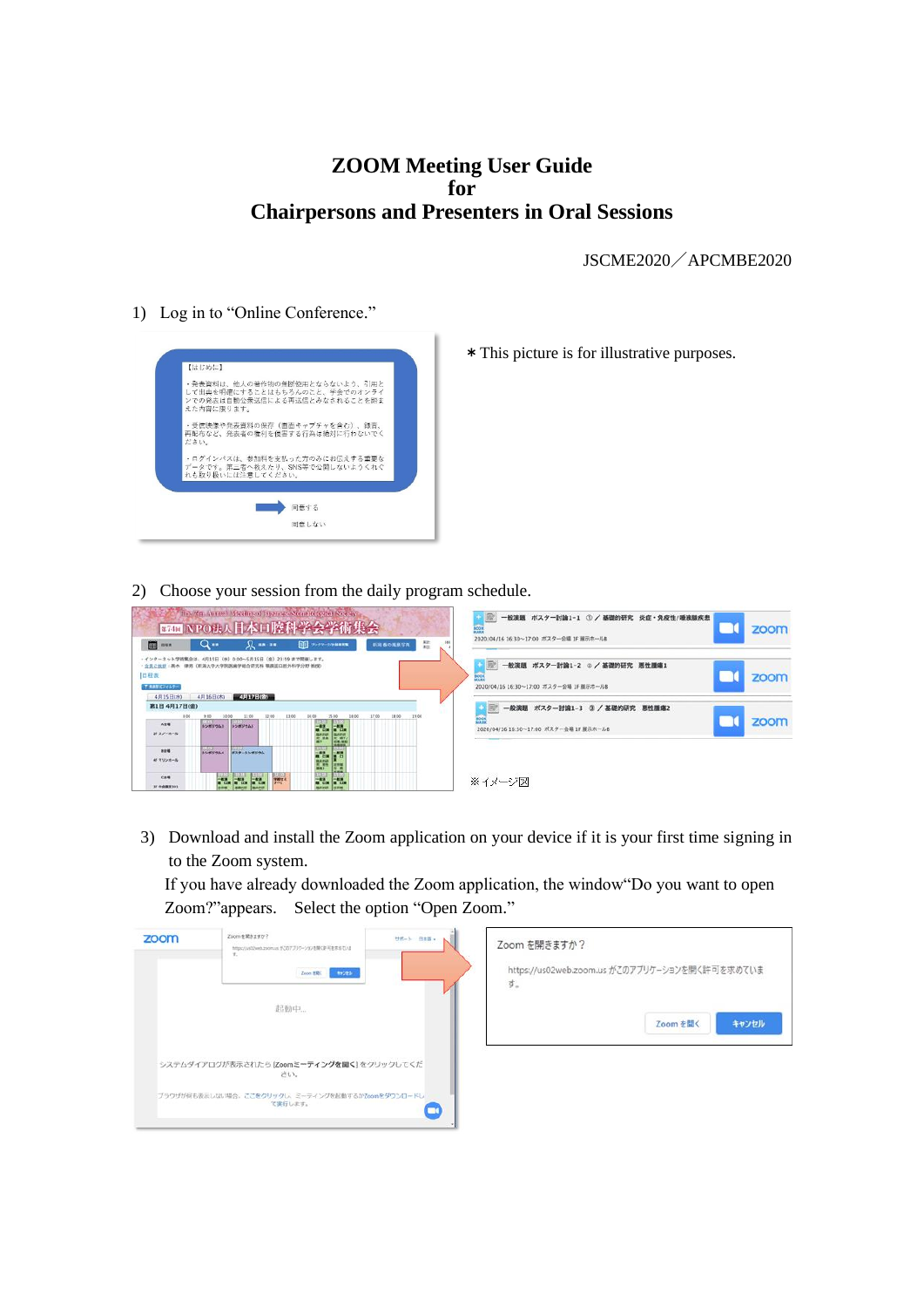# ZOOM Meeting User Guide for Chairpersons and Presenters in Oral Sessions

JSCME2020／APCMBE2020

1) Log in to “Online Conference.”

＊This picture is for illustrative purposes.

2) Choose your session from the daily program schedule.

※イメージ図

3) Download and install the Zoom application on your device if it is your first time signing in to the Zoom system.

If you have already downloaded the Zoom application, the window“Do you want to open Zoom?”appears. Select the option “Open Zoom.”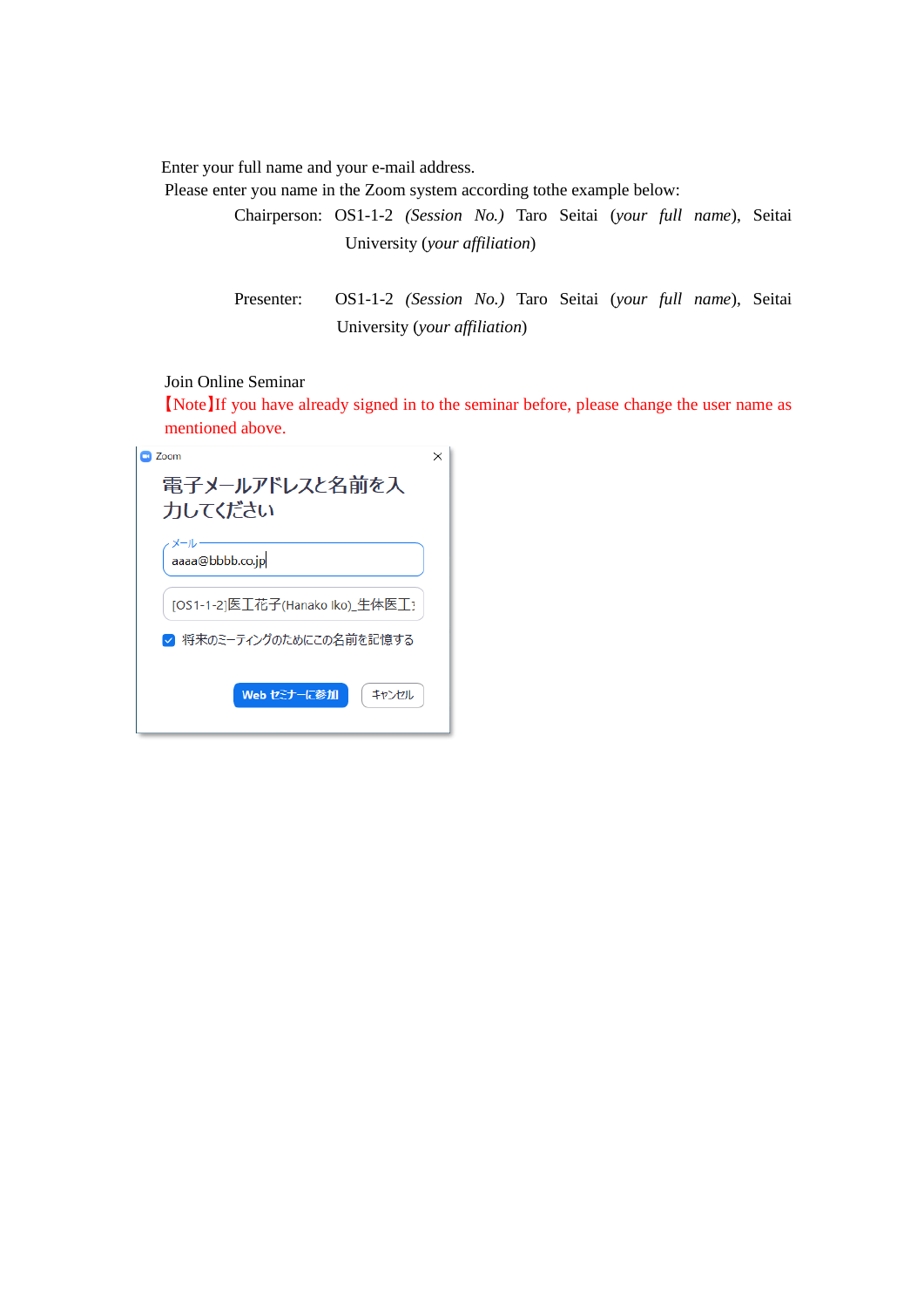Enter your full name and your e-mail address.

Please enter you name in the Zoom system according tothe example below:

Chairperson: OS1-1-2 *(Session No.)* Taro Seitai (*your full name*), Seitai University (*your affiliation*)

Presenter: OS1-1-2 *(Session No.)* Taro Seitai (*your full name*), Seitai University (*your affiliation*)

Join Online Seminar

【Note】If you have already signed in to the seminar before, please change the user name as mentioned above.

Zoom

電子メールアドレスと名前を入力してください

メール

aaaa@bbbb.co.jp

[OS1-1-2]医工花子(Hanako Iko)_生体医工

将来のミーティングのためにこの名前を記憶する

Web セミナーに参加　キャンセル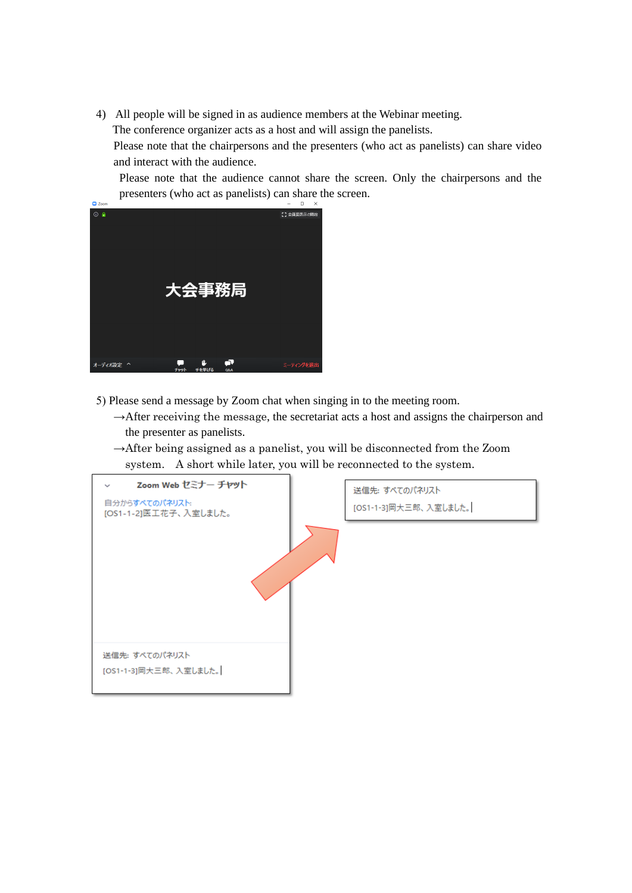4) All people will be signed in as audience members at the Webinar meeting.
   The conference organizer acts as a host and will assign the panelists.
   Please note that the chairpersons and the presenters (who act as panelists) can share video and interact with the audience.
   Please note that the audience cannot share the screen. Only the chairpersons and the presenters (who act as panelists) can share the screen.

5) Please send a message by Zoom chat when singing in to the meeting room.
   →After receiving the message, the secretariat acts a host and assigns the chairperson and the presenter as panelists.
   →After being assigned as a panelist, you will be disconnected from the Zoom system.　A short while later, you will be reconnected to the system.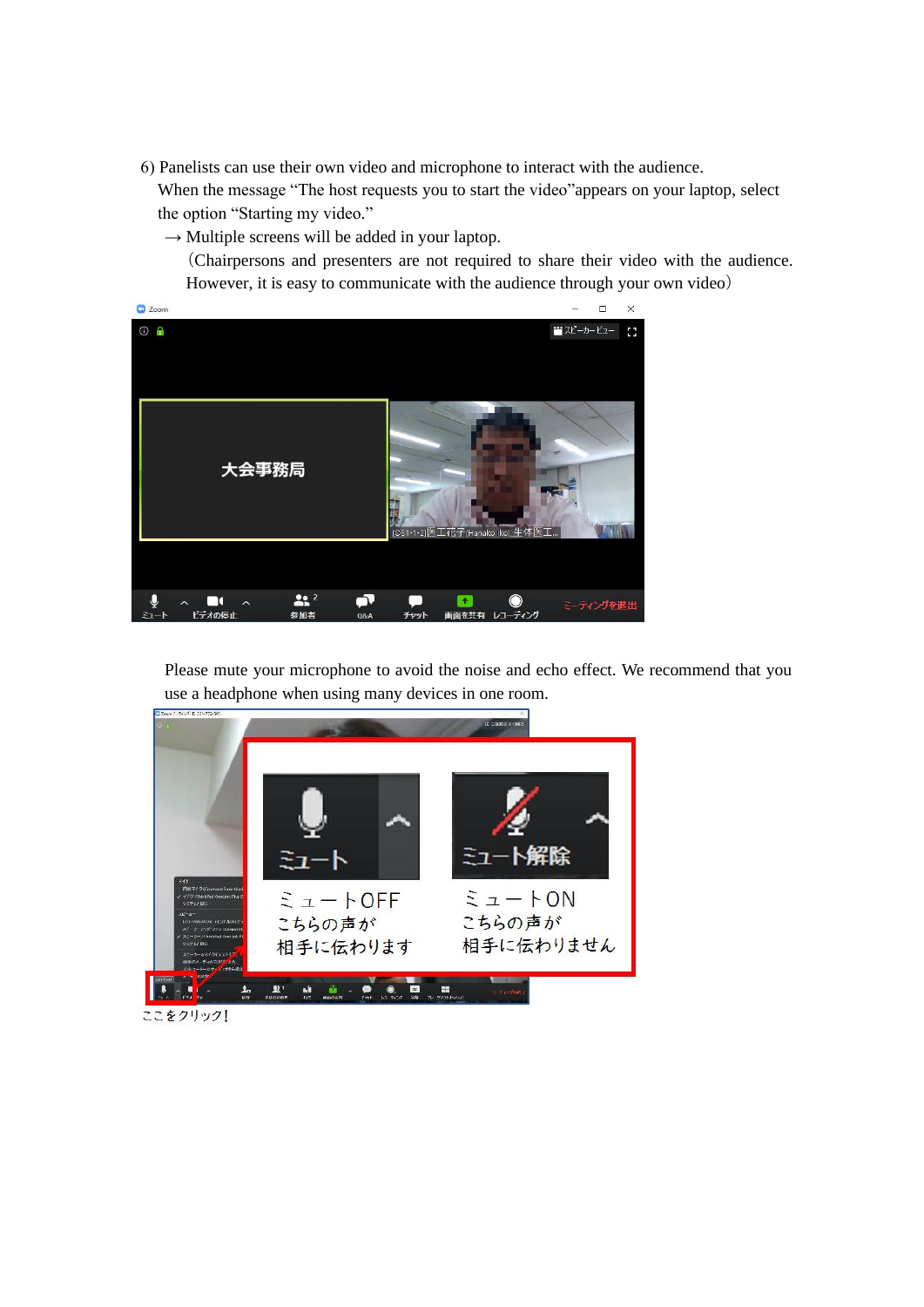6) Panelists can use their own video and microphone to interact with the audience.

When the message “The host requests you to start the video”appears on your laptop, select the option “Starting my video.”

→ Multiple screens will be added in your laptop.

（Chairpersons and presenters are not required to share their video with the audience. However, it is easy to communicate with the audience through your own video）

Please mute your microphone to avoid the noise and echo effect. We recommend that you use a headphone when using many devices in one room.

ミュートOFF
こちらの声が
相手に伝わります

ミュートON
こちらの声が
相手に伝わりません

ここをクリック!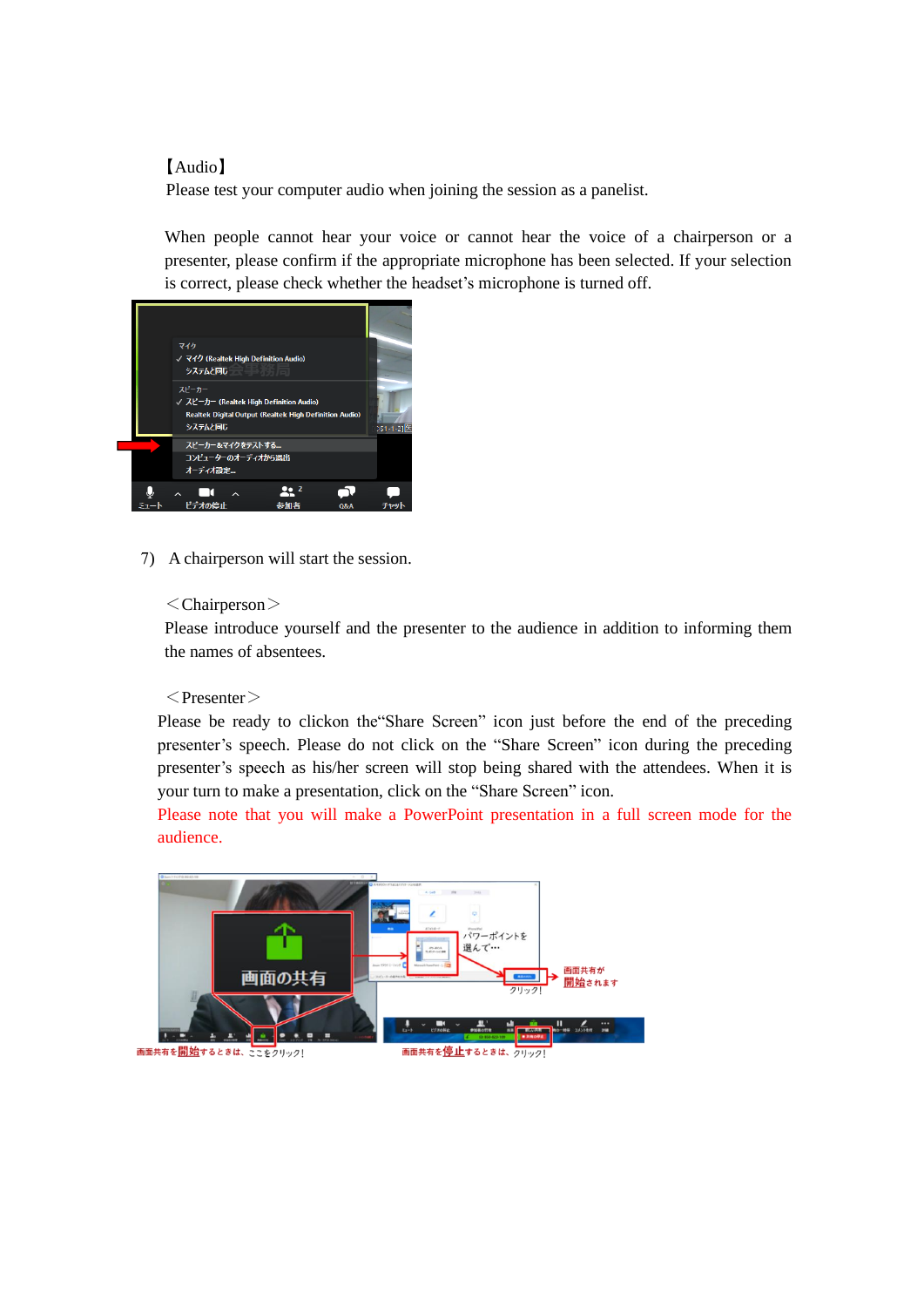【Audio】

Please test your computer audio when joining the session as a panelist.

When people cannot hear your voice or cannot hear the voice of a chairperson or a presenter, please confirm if the appropriate microphone has been selected. If your selection is correct, please check whether the headset's microphone is turned off.

7) A chairperson will start the session.

＜Chairperson＞

Please introduce yourself and the presenter to the audience in addition to informing them the names of absentees.

＜Presenter＞

Please be ready to clickon the"Share Screen" icon just before the end of the preceding presenter's speech. Please do not click on the "Share Screen" icon during the preceding presenter's speech as his/her screen will stop being shared with the attendees. When it is your turn to make a presentation, click on the "Share Screen" icon.

Please note that you will make a PowerPoint presentation in a full screen mode for the audience.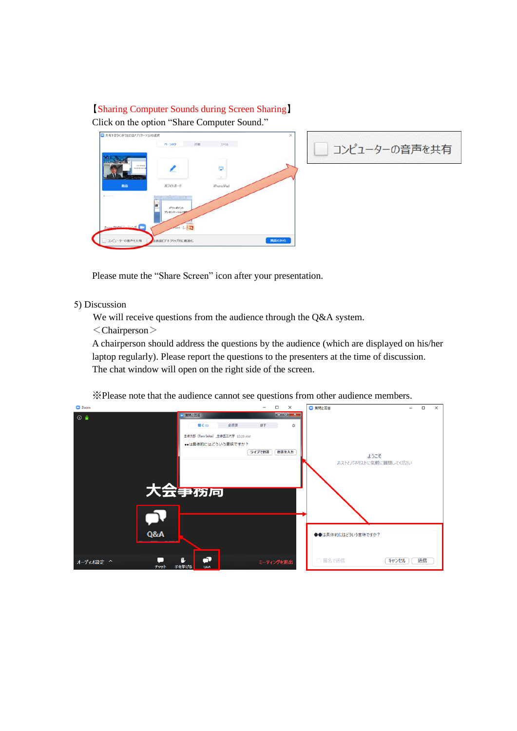【Sharing Computer Sounds during Screen Sharing】

Click on the option “Share Computer Sound.”

Please mute the “Share Screen” icon after your presentation.

5) Discussion

We will receive questions from the audience through the Q&A system.

＜Chairperson＞

A chairperson should address the questions by the audience (which are displayed on his/her laptop regularly). Please report the questions to the presenters at the time of discussion. The chat window will open on the right side of the screen.

※Please note that the audience cannot see questions from other audience members.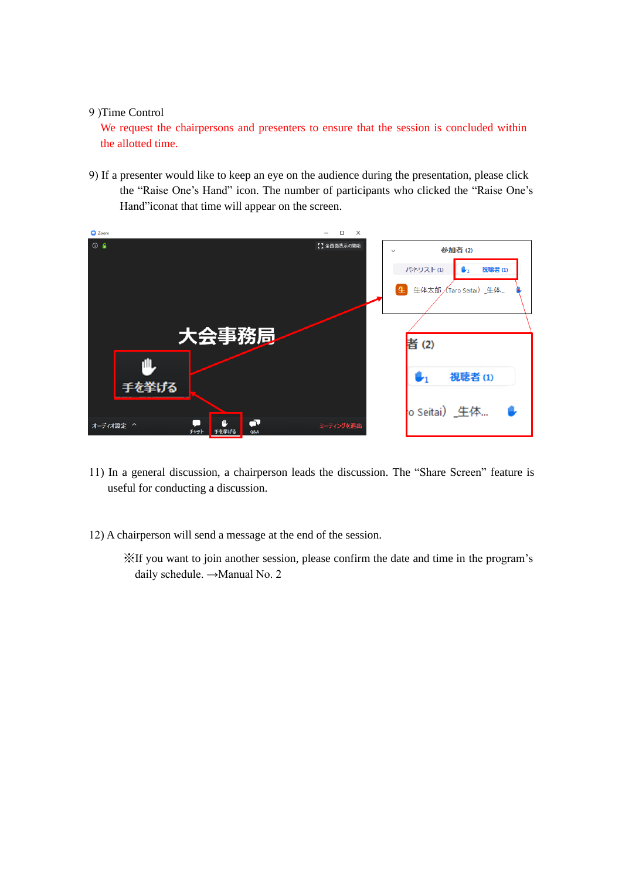9 )Time Control

We request the chairpersons and presenters to ensure that the session is concluded within the allotted time.

9) If a presenter would like to keep an eye on the audience during the presentation, please click the “Raise One’s Hand” icon. The number of participants who clicked the “Raise One’s Hand”iconat that time will appear on the screen.

11) In a general discussion, a chairperson leads the discussion. The “Share Screen” feature is useful for conducting a discussion.

12) A chairperson will send a message at the end of the session.

※If you want to join another session, please confirm the date and time in the program’s daily schedule. →Manual No. 2